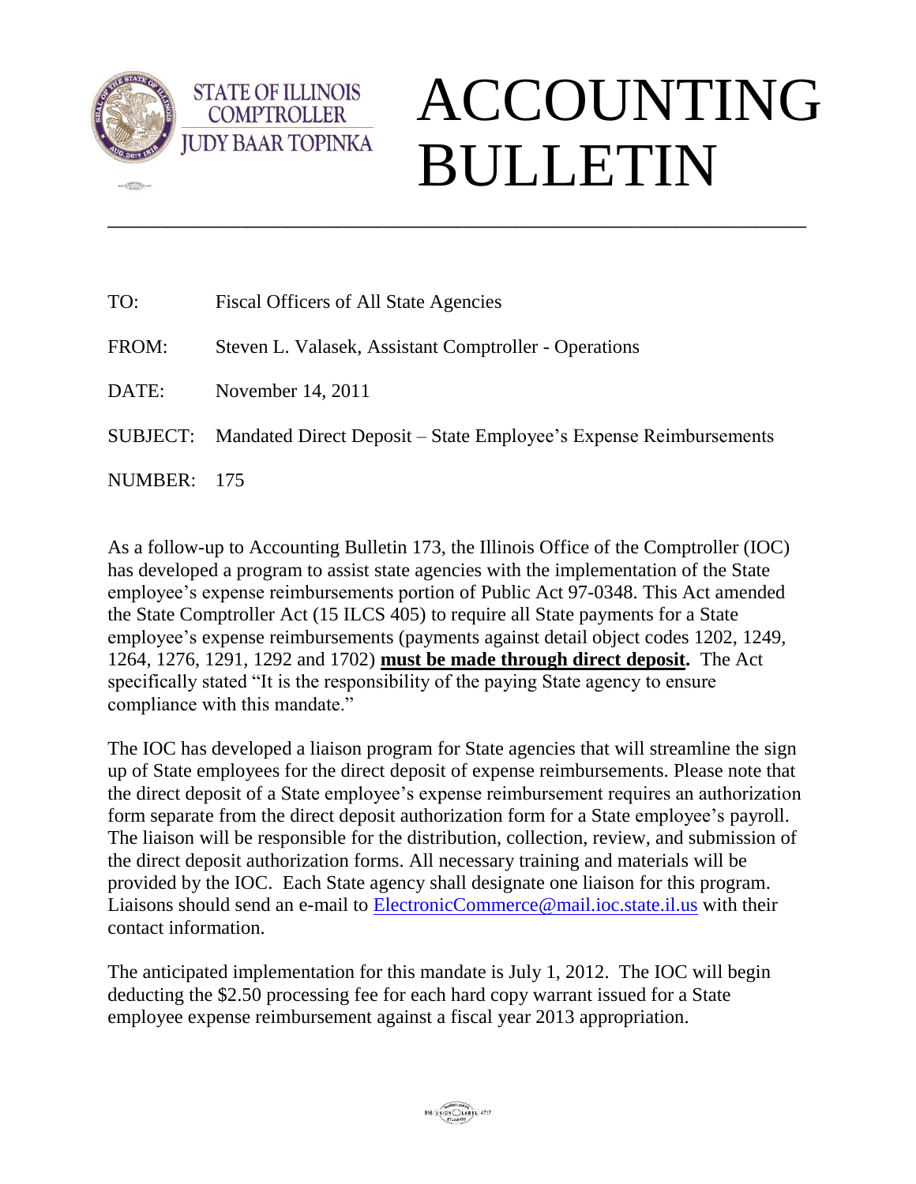STATE OF ILLINOIS
COMPTROLLER
JUDY BAAR TOPINKA

# ACCOUNTING BULLETIN

---

TO: Fiscal Officers of All State Agencies

FROM: Steven L. Valasek, Assistant Comptroller - Operations

DATE: November 14, 2011

SUBJECT: Mandated Direct Deposit – State Employee's Expense Reimbursements

NUMBER: 175

As a follow-up to Accounting Bulletin 173, the Illinois Office of the Comptroller (IOC) has developed a program to assist state agencies with the implementation of the State employee's expense reimbursements portion of Public Act 97-0348. This Act amended the State Comptroller Act (15 ILCS 405) to require all State payments for a State employee's expense reimbursements (payments against detail object codes 1202, 1249, 1264, 1276, 1291, 1292 and 1702) **must be made through direct deposit.** The Act specifically stated "It is the responsibility of the paying State agency to ensure compliance with this mandate."

The IOC has developed a liaison program for State agencies that will streamline the sign up of State employees for the direct deposit of expense reimbursements. Please note that the direct deposit of a State employee's expense reimbursement requires an authorization form separate from the direct deposit authorization form for a State employee's payroll. The liaison will be responsible for the distribution, collection, review, and submission of the direct deposit authorization forms. All necessary training and materials will be provided by the IOC. Each State agency shall designate one liaison for this program. Liaisons should send an e-mail to ElectronicCommerce@mail.ioc.state.il.us with their contact information.

The anticipated implementation for this mandate is July 1, 2012. The IOC will begin deducting the $2.50 processing fee for each hard copy warrant issued for a State employee expense reimbursement against a fiscal year 2013 appropriation.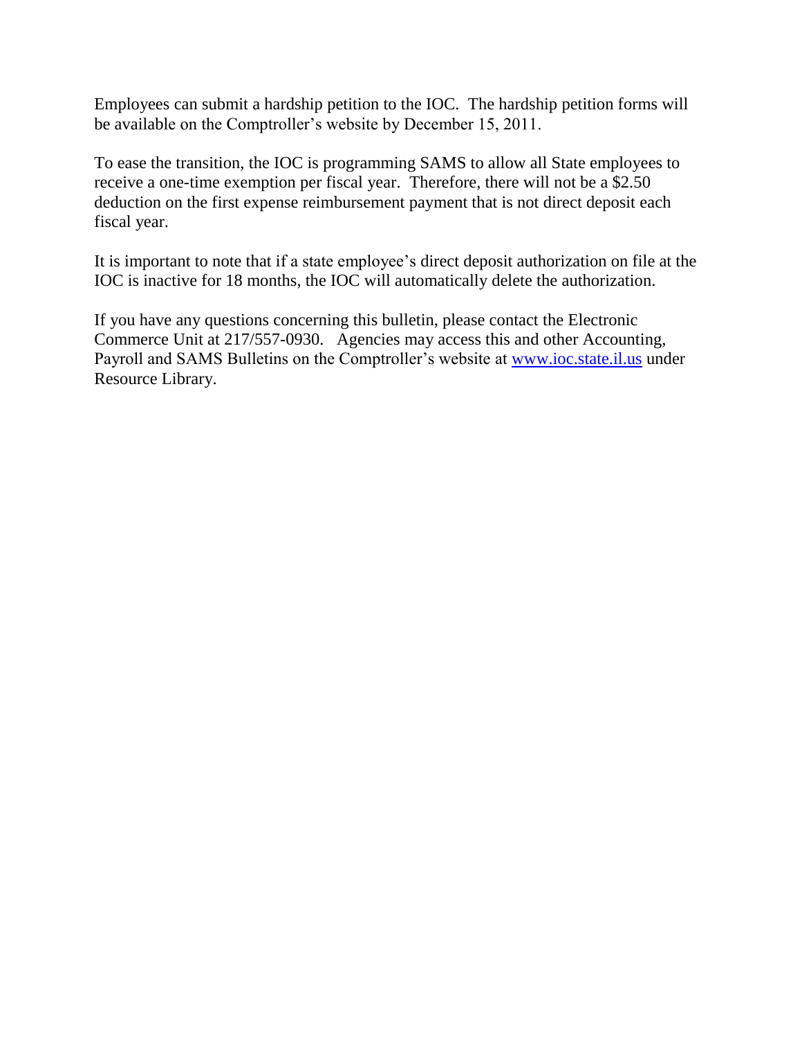Employees can submit a hardship petition to the IOC. The hardship petition forms will be available on the Comptroller's website by December 15, 2011.

To ease the transition, the IOC is programming SAMS to allow all State employees to receive a one-time exemption per fiscal year. Therefore, there will not be a $2.50 deduction on the first expense reimbursement payment that is not direct deposit each fiscal year.

It is important to note that if a state employee's direct deposit authorization on file at the IOC is inactive for 18 months, the IOC will automatically delete the authorization.

If you have any questions concerning this bulletin, please contact the Electronic Commerce Unit at 217/557-0930. Agencies may access this and other Accounting, Payroll and SAMS Bulletins on the Comptroller's website at [www.ioc.state.il.us](http://www.ioc.state.il.us) under Resource Library.